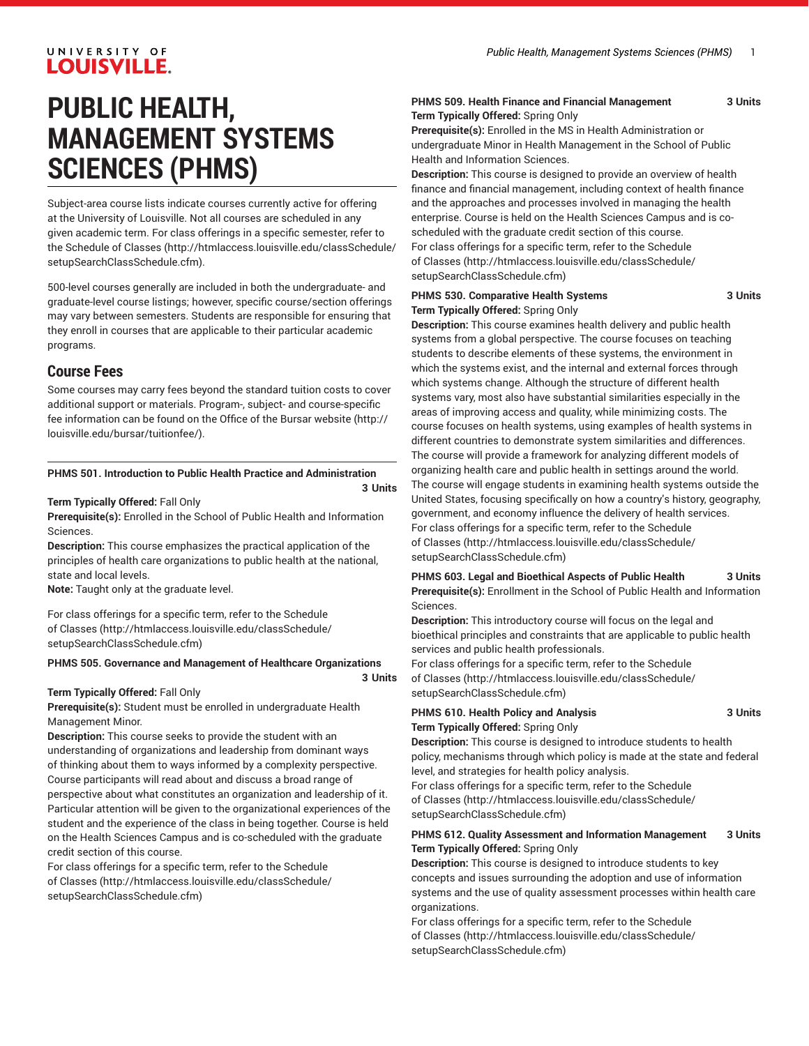# PUBLIC HEALTH, MANAGEMENT SYSTEMS SCIENCES (PHMS)

Subject-area course lists indicate courses currently active for offering at the University of Louisville. Not all courses are scheduled in any given academic term. For class offerings in a specific semester, refer to the Schedule of Classes (http://htmlaccess.louisville.edu/classSchedule/setupSearchClassSchedule.cfm).

500-level courses generally are included in both the undergraduate- and graduate-level course listings; however, specific course/section offerings may vary between semesters. Students are responsible for ensuring that they enroll in courses that are applicable to their particular academic programs.

## Course Fees

Some courses may carry fees beyond the standard tuition costs to cover additional support or materials. Program-, subject- and course-specific fee information can be found on the Office of the Bursar website (http://louisville.edu/bursar/tuitionfee/).

---

**PHMS 501. Introduction to Public Health Practice and Administration 3 Units**

**Term Typically Offered:** Fall Only
**Prerequisite(s):** Enrolled in the School of Public Health and Information Sciences.
**Description:** This course emphasizes the practical application of the principles of health care organizations to public health at the national, state and local levels.
**Note:** Taught only at the graduate level.

For class offerings for a specific term, refer to the Schedule of Classes (http://htmlaccess.louisville.edu/classSchedule/setupSearchClassSchedule.cfm)

**PHMS 505. Governance and Management of Healthcare Organizations 3 Units**

**Term Typically Offered:** Fall Only
**Prerequisite(s):** Student must be enrolled in undergraduate Health Management Minor.
**Description:** This course seeks to provide the student with an understanding of organizations and leadership from dominant ways of thinking about them to ways informed by a complexity perspective. Course participants will read about and discuss a broad range of perspective about what constitutes an organization and leadership of it. Particular attention will be given to the organizational experiences of the student and the experience of the class in being together. Course is held on the Health Sciences Campus and is co-scheduled with the graduate credit section of this course.
For class offerings for a specific term, refer to the Schedule of Classes (http://htmlaccess.louisville.edu/classSchedule/setupSearchClassSchedule.cfm)

**PHMS 509. Health Finance and Financial Management 3 Units**
**Term Typically Offered:** Spring Only
**Prerequisite(s):** Enrolled in the MS in Health Administration or undergraduate Minor in Health Management in the School of Public Health and Information Sciences.
**Description:** This course is designed to provide an overview of health finance and financial management, including context of health finance and the approaches and processes involved in managing the health enterprise. Course is held on the Health Sciences Campus and is co-scheduled with the graduate credit section of this course.
For class offerings for a specific term, refer to the Schedule of Classes (http://htmlaccess.louisville.edu/classSchedule/setupSearchClassSchedule.cfm)

**PHMS 530. Comparative Health Systems 3 Units**
**Term Typically Offered:** Spring Only
**Description:** This course examines health delivery and public health systems from a global perspective. The course focuses on teaching students to describe elements of these systems, the environment in which the systems exist, and the internal and external forces through which systems change. Although the structure of different health systems vary, most also have substantial similarities especially in the areas of improving access and quality, while minimizing costs. The course focuses on health systems, using examples of health systems in different countries to demonstrate system similarities and differences. The course will provide a framework for analyzing different models of organizing health care and public health in settings around the world. The course will engage students in examining health systems outside the United States, focusing specifically on how a country's history, geography, government, and economy influence the delivery of health services.
For class offerings for a specific term, refer to the Schedule of Classes (http://htmlaccess.louisville.edu/classSchedule/setupSearchClassSchedule.cfm)

**PHMS 603. Legal and Bioethical Aspects of Public Health 3 Units**
**Prerequisite(s):** Enrollment in the School of Public Health and Information Sciences.
**Description:** This introductory course will focus on the legal and bioethical principles and constraints that are applicable to public health services and public health professionals.
For class offerings for a specific term, refer to the Schedule of Classes (http://htmlaccess.louisville.edu/classSchedule/setupSearchClassSchedule.cfm)

**PHMS 610. Health Policy and Analysis 3 Units**
**Term Typically Offered:** Spring Only
**Description:** This course is designed to introduce students to health policy, mechanisms through which policy is made at the state and federal level, and strategies for health policy analysis.
For class offerings for a specific term, refer to the Schedule of Classes (http://htmlaccess.louisville.edu/classSchedule/setupSearchClassSchedule.cfm)

**PHMS 612. Quality Assessment and Information Management 3 Units**
**Term Typically Offered:** Spring Only
**Description:** This course is designed to introduce students to key concepts and issues surrounding the adoption and use of information systems and the use of quality assessment processes within health care organizations.
For class offerings for a specific term, refer to the Schedule of Classes (http://htmlaccess.louisville.edu/classSchedule/setupSearchClassSchedule.cfm)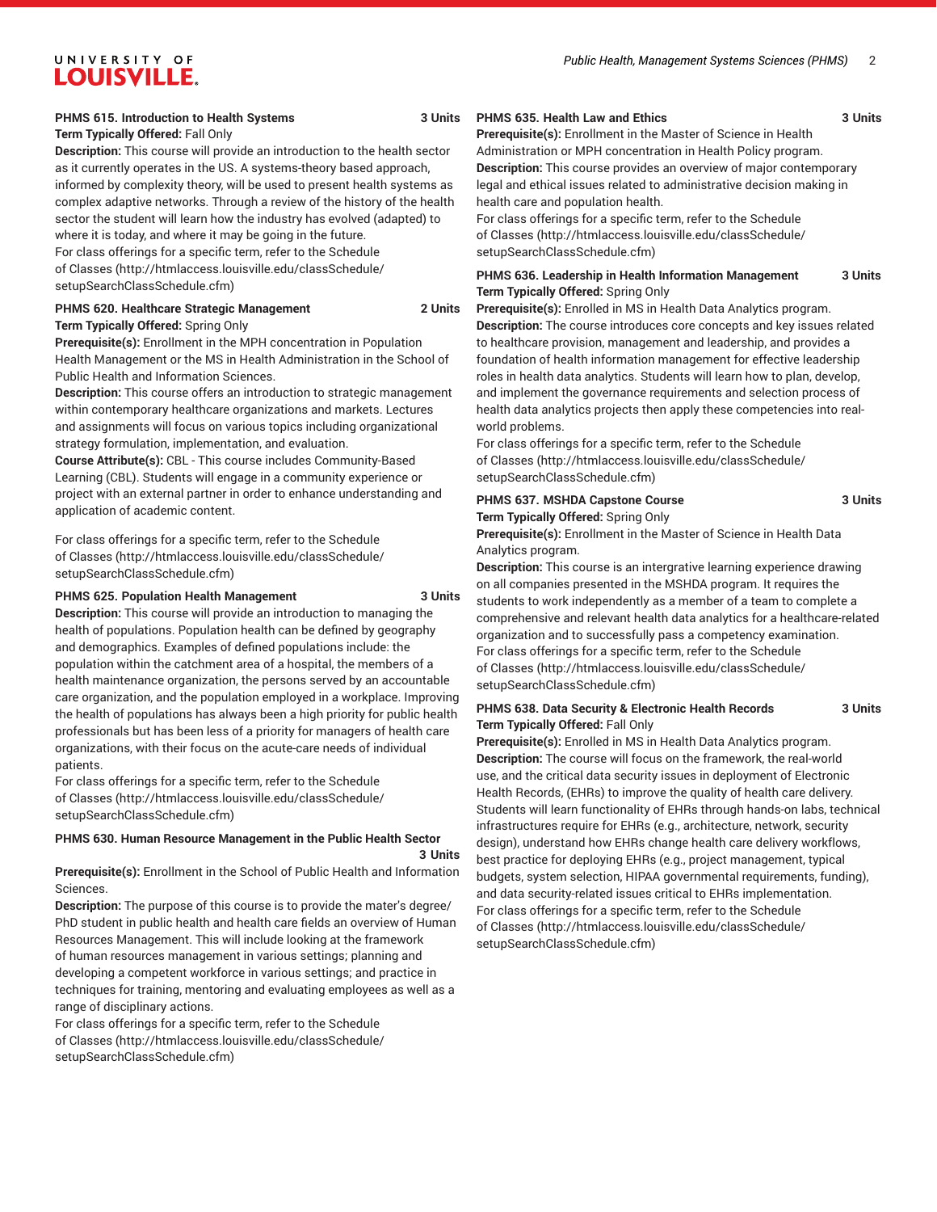**PHMS 615. Introduction to Health Systems** 3 Units

**Term Typically Offered:** Fall Only

**Description:** This course will provide an introduction to the health sector as it currently operates in the US. A systems-theory based approach, informed by complexity theory, will be used to present health systems as complex adaptive networks. Through a review of the history of the health sector the student will learn how the industry has evolved (adapted) to where it is today, and where it may be going in the future.

For class offerings for a specific term, refer to the Schedule of Classes (http://htmlaccess.louisville.edu/classSchedule/setupSearchClassSchedule.cfm)

**PHMS 620. Healthcare Strategic Management** 2 Units

**Term Typically Offered:** Spring Only

**Prerequisite(s):** Enrollment in the MPH concentration in Population Health Management or the MS in Health Administration in the School of Public Health and Information Sciences.

**Description:** This course offers an introduction to strategic management within contemporary healthcare organizations and markets. Lectures and assignments will focus on various topics including organizational strategy formulation, implementation, and evaluation.

**Course Attribute(s):** CBL - This course includes Community-Based Learning (CBL). Students will engage in a community experience or project with an external partner in order to enhance understanding and application of academic content.

For class offerings for a specific term, refer to the Schedule of Classes (http://htmlaccess.louisville.edu/classSchedule/setupSearchClassSchedule.cfm)

**PHMS 625. Population Health Management** 3 Units

**Description:** This course will provide an introduction to managing the health of populations. Population health can be defined by geography and demographics. Examples of defined populations include: the population within the catchment area of a hospital, the members of a health maintenance organization, the persons served by an accountable care organization, and the population employed in a workplace. Improving the health of populations has always been a high priority for public health professionals but has been less of a priority for managers of health care organizations, with their focus on the acute-care needs of individual patients.

For class offerings for a specific term, refer to the Schedule of Classes (http://htmlaccess.louisville.edu/classSchedule/setupSearchClassSchedule.cfm)

**PHMS 630. Human Resource Management in the Public Health Sector** 3 Units

**Prerequisite(s):** Enrollment in the School of Public Health and Information Sciences.

**Description:** The purpose of this course is to provide the mater's degree/PhD student in public health and health care fields an overview of Human Resources Management. This will include looking at the framework of human resources management in various settings; planning and developing a competent workforce in various settings; and practice in techniques for training, mentoring and evaluating employees as well as a range of disciplinary actions.

For class offerings for a specific term, refer to the Schedule of Classes (http://htmlaccess.louisville.edu/classSchedule/setupSearchClassSchedule.cfm)

**PHMS 635. Health Law and Ethics** 3 Units

**Prerequisite(s):** Enrollment in the Master of Science in Health Administration or MPH concentration in Health Policy program.

**Description:** This course provides an overview of major contemporary legal and ethical issues related to administrative decision making in health care and population health.

For class offerings for a specific term, refer to the Schedule of Classes (http://htmlaccess.louisville.edu/classSchedule/setupSearchClassSchedule.cfm)

**PHMS 636. Leadership in Health Information Management** 3 Units

**Term Typically Offered:** Spring Only

**Prerequisite(s):** Enrolled in MS in Health Data Analytics program.

**Description:** The course introduces core concepts and key issues related to healthcare provision, management and leadership, and provides a foundation of health information management for effective leadership roles in health data analytics. Students will learn how to plan, develop, and implement the governance requirements and selection process of health data analytics projects then apply these competencies into real-world problems.

For class offerings for a specific term, refer to the Schedule of Classes (http://htmlaccess.louisville.edu/classSchedule/setupSearchClassSchedule.cfm)

**PHMS 637. MSHDA Capstone Course** 3 Units

**Term Typically Offered:** Spring Only

**Prerequisite(s):** Enrollment in the Master of Science in Health Data Analytics program.

**Description:** This course is an intergrative learning experience drawing on all companies presented in the MSHDA program. It requires the students to work independently as a member of a team to complete a comprehensive and relevant health data analytics for a healthcare-related organization and to successfully pass a competency examination.

For class offerings for a specific term, refer to the Schedule of Classes (http://htmlaccess.louisville.edu/classSchedule/setupSearchClassSchedule.cfm)

**PHMS 638. Data Security & Electronic Health Records** 3 Units

**Term Typically Offered:** Fall Only

**Prerequisite(s):** Enrolled in MS in Health Data Analytics program.

**Description:** The course will focus on the framework, the real-world use, and the critical data security issues in deployment of Electronic Health Records, (EHRs) to improve the quality of health care delivery. Students will learn functionality of EHRs through hands-on labs, technical infrastructures require for EHRs (e.g., architecture, network, security design), understand how EHRs change health care delivery workflows, best practice for deploying EHRs (e.g., project management, typical budgets, system selection, HIPAA governmental requirements, funding), and data security-related issues critical to EHRs implementation.

For class offerings for a specific term, refer to the Schedule of Classes (http://htmlaccess.louisville.edu/classSchedule/setupSearchClassSchedule.cfm)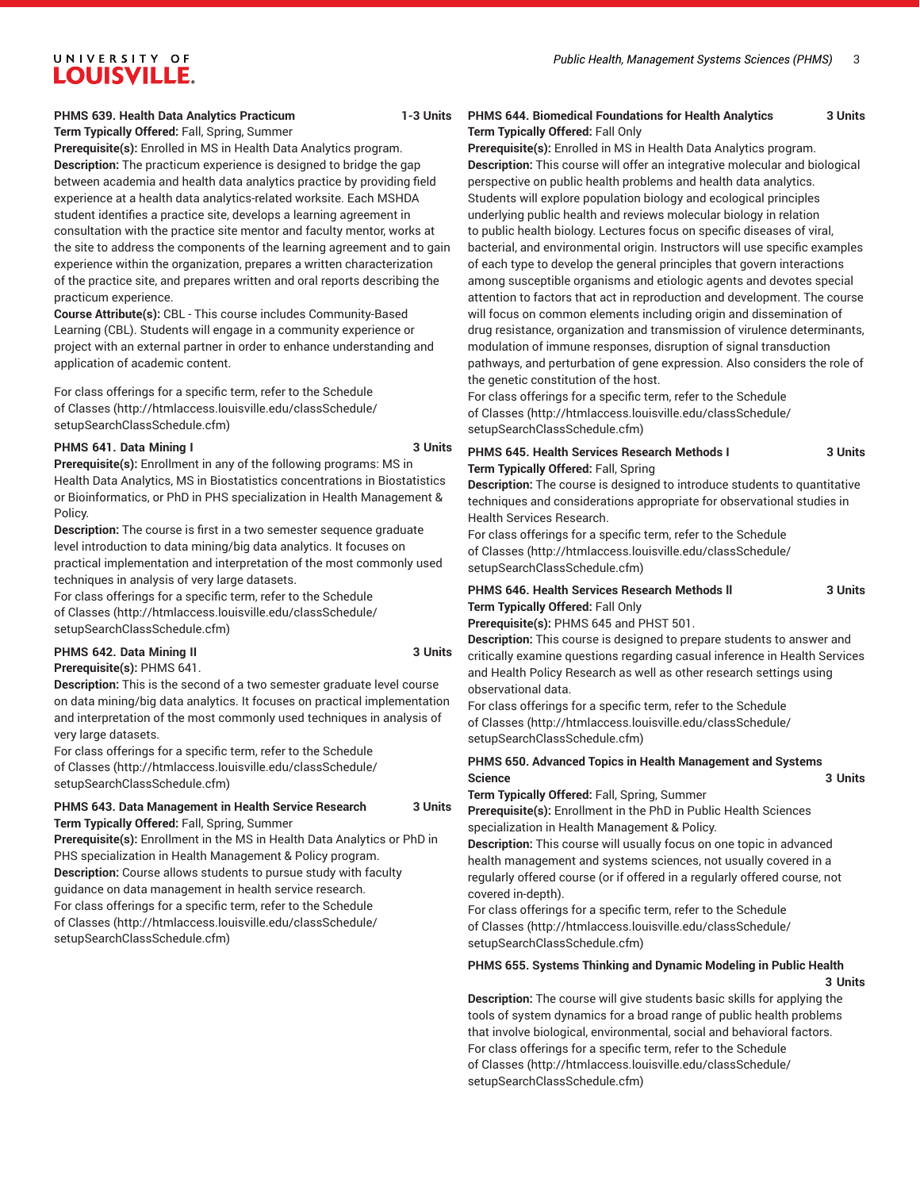**PHMS 639. Health Data Analytics Practicum 1-3 Units**
**Term Typically Offered:** Fall, Spring, Summer
**Prerequisite(s):** Enrolled in MS in Health Data Analytics program.
**Description:** The practicum experience is designed to bridge the gap between academia and health data analytics practice by providing field experience at a health data analytics-related worksite. Each MSHDA student identifies a practice site, develops a learning agreement in consultation with the practice site mentor and faculty mentor, works at the site to address the components of the learning agreement and to gain experience within the organization, prepares a written characterization of the practice site, and prepares written and oral reports describing the practicum experience.
**Course Attribute(s):** CBL - This course includes Community-Based Learning (CBL). Students will engage in a community experience or project with an external partner in order to enhance understanding and application of academic content.

For class offerings for a specific term, refer to the Schedule of Classes (http://htmlaccess.louisville.edu/classSchedule/setupSearchClassSchedule.cfm)

**PHMS 641. Data Mining I 3 Units**
**Prerequisite(s):** Enrollment in any of the following programs: MS in Health Data Analytics, MS in Biostatistics concentrations in Biostatistics or Bioinformatics, or PhD in PHS specialization in Health Management & Policy.
**Description:** The course is first in a two semester sequence graduate level introduction to data mining/big data analytics. It focuses on practical implementation and interpretation of the most commonly used techniques in analysis of very large datasets.
For class offerings for a specific term, refer to the Schedule of Classes (http://htmlaccess.louisville.edu/classSchedule/setupSearchClassSchedule.cfm)

**PHMS 642. Data Mining II 3 Units**
**Prerequisite(s):** PHMS 641.
**Description:** This is the second of a two semester graduate level course on data mining/big data analytics. It focuses on practical implementation and interpretation of the most commonly used techniques in analysis of very large datasets.
For class offerings for a specific term, refer to the Schedule of Classes (http://htmlaccess.louisville.edu/classSchedule/setupSearchClassSchedule.cfm)

**PHMS 643. Data Management in Health Service Research 3 Units**
**Term Typically Offered:** Fall, Spring, Summer
**Prerequisite(s):** Enrollment in the MS in Health Data Analytics or PhD in PHS specialization in Health Management & Policy program.
**Description:** Course allows students to pursue study with faculty guidance on data management in health service research.
For class offerings for a specific term, refer to the Schedule of Classes (http://htmlaccess.louisville.edu/classSchedule/setupSearchClassSchedule.cfm)

**PHMS 644. Biomedical Foundations for Health Analytics 3 Units**
**Term Typically Offered:** Fall Only
**Prerequisite(s):** Enrolled in MS in Health Data Analytics program.
**Description:** This course will offer an integrative molecular and biological perspective on public health problems and health data analytics. Students will explore population biology and ecological principles underlying public health and reviews molecular biology in relation to public health biology. Lectures focus on specific diseases of viral, bacterial, and environmental origin. Instructors will use specific examples of each type to develop the general principles that govern interactions among susceptible organisms and etiologic agents and devotes special attention to factors that act in reproduction and development. The course will focus on common elements including origin and dissemination of drug resistance, organization and transmission of virulence determinants, modulation of immune responses, disruption of signal transduction pathways, and perturbation of gene expression. Also considers the role of the genetic constitution of the host.
For class offerings for a specific term, refer to the Schedule of Classes (http://htmlaccess.louisville.edu/classSchedule/setupSearchClassSchedule.cfm)

**PHMS 645. Health Services Research Methods I 3 Units**
**Term Typically Offered:** Fall, Spring
**Description:** The course is designed to introduce students to quantitative techniques and considerations appropriate for observational studies in Health Services Research.
For class offerings for a specific term, refer to the Schedule of Classes (http://htmlaccess.louisville.edu/classSchedule/setupSearchClassSchedule.cfm)

**PHMS 646. Health Services Research Methods II 3 Units**
**Term Typically Offered:** Fall Only
**Prerequisite(s):** PHMS 645 and PHST 501.
**Description:** This course is designed to prepare students to answer and critically examine questions regarding casual inference in Health Services and Health Policy Research as well as other research settings using observational data.
For class offerings for a specific term, refer to the Schedule of Classes (http://htmlaccess.louisville.edu/classSchedule/setupSearchClassSchedule.cfm)

**PHMS 650. Advanced Topics in Health Management and Systems Science 3 Units**
**Term Typically Offered:** Fall, Spring, Summer
**Prerequisite(s):** Enrollment in the PhD in Public Health Sciences specialization in Health Management & Policy.
**Description:** This course will usually focus on one topic in advanced health management and systems sciences, not usually covered in a regularly offered course (or if offered in a regularly offered course, not covered in-depth).
For class offerings for a specific term, refer to the Schedule of Classes (http://htmlaccess.louisville.edu/classSchedule/setupSearchClassSchedule.cfm)

**PHMS 655. Systems Thinking and Dynamic Modeling in Public Health 3 Units**
**Description:** The course will give students basic skills for applying the tools of system dynamics for a broad range of public health problems that involve biological, environmental, social and behavioral factors.
For class offerings for a specific term, refer to the Schedule of Classes (http://htmlaccess.louisville.edu/classSchedule/setupSearchClassSchedule.cfm)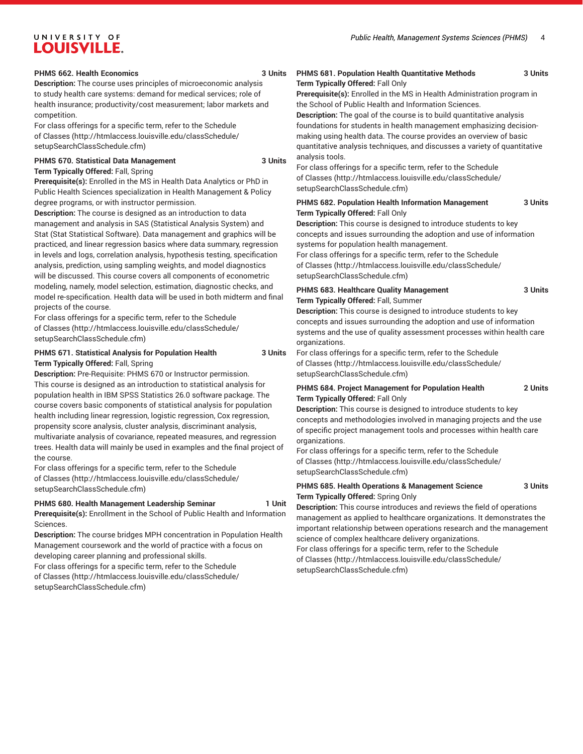**PHMS 662. Health Economics** 3 Units

**Description:** The course uses principles of microeconomic analysis to study health care systems: demand for medical services; role of health insurance; productivity/cost measurement; labor markets and competition.

For class offerings for a specific term, refer to the Schedule of Classes (http://htmlaccess.louisville.edu/classSchedule/setupSearchClassSchedule.cfm)

**PHMS 670. Statistical Data Management** 3 Units

**Term Typically Offered:** Fall, Spring

**Prerequisite(s):** Enrolled in the MS in Health Data Analytics or PhD in Public Health Sciences specialization in Health Management & Policy degree programs, or with instructor permission.

**Description:** The course is designed as an introduction to data management and analysis in SAS (Statistical Analysis System) and Stat (Stat Statistical Software). Data management and graphics will be practiced, and linear regression basics where data summary, regression in levels and logs, correlation analysis, hypothesis testing, specification analysis, prediction, using sampling weights, and model diagnostics will be discussed. This course covers all components of econometric modeling, namely, model selection, estimation, diagnostic checks, and model re-specification. Health data will be used in both midterm and final projects of the course.

For class offerings for a specific term, refer to the Schedule of Classes (http://htmlaccess.louisville.edu/classSchedule/setupSearchClassSchedule.cfm)

**PHMS 671. Statistical Analysis for Population Health** 3 Units

**Term Typically Offered:** Fall, Spring

**Description:** Pre-Requisite: PHMS 670 or Instructor permission. This course is designed as an introduction to statistical analysis for population health in IBM SPSS Statistics 26.0 software package. The course covers basic components of statistical analysis for population health including linear regression, logistic regression, Cox regression, propensity score analysis, cluster analysis, discriminant analysis, multivariate analysis of covariance, repeated measures, and regression trees. Health data will mainly be used in examples and the final project of the course.

For class offerings for a specific term, refer to the Schedule of Classes (http://htmlaccess.louisville.edu/classSchedule/setupSearchClassSchedule.cfm)

**PHMS 680. Health Management Leadership Seminar** 1 Unit

**Prerequisite(s):** Enrollment in the School of Public Health and Information Sciences.

**Description:** The course bridges MPH concentration in Population Health Management coursework and the world of practice with a focus on developing career planning and professional skills.

For class offerings for a specific term, refer to the Schedule of Classes (http://htmlaccess.louisville.edu/classSchedule/setupSearchClassSchedule.cfm)

**PHMS 681. Population Health Quantitative Methods** 3 Units

**Term Typically Offered:** Fall Only

**Prerequisite(s):** Enrolled in the MS in Health Administration program in the School of Public Health and Information Sciences.

**Description:** The goal of the course is to build quantitative analysis foundations for students in health management emphasizing decision-making using health data. The course provides an overview of basic quantitative analysis techniques, and discusses a variety of quantitative analysis tools.

For class offerings for a specific term, refer to the Schedule of Classes (http://htmlaccess.louisville.edu/classSchedule/setupSearchClassSchedule.cfm)

**PHMS 682. Population Health Information Management** 3 Units

**Term Typically Offered:** Fall Only

**Description:** This course is designed to introduce students to key concepts and issues surrounding the adoption and use of information systems for population health management.

For class offerings for a specific term, refer to the Schedule of Classes (http://htmlaccess.louisville.edu/classSchedule/setupSearchClassSchedule.cfm)

**PHMS 683. Healthcare Quality Management** 3 Units

**Term Typically Offered:** Fall, Summer

**Description:** This course is designed to introduce students to key concepts and issues surrounding the adoption and use of information systems and the use of quality assessment processes within health care organizations.

For class offerings for a specific term, refer to the Schedule of Classes (http://htmlaccess.louisville.edu/classSchedule/setupSearchClassSchedule.cfm)

**PHMS 684. Project Management for Population Health** 2 Units

**Term Typically Offered:** Fall Only

**Description:** This course is designed to introduce students to key concepts and methodologies involved in managing projects and the use of specific project management tools and processes within health care organizations.

For class offerings for a specific term, refer to the Schedule of Classes (http://htmlaccess.louisville.edu/classSchedule/setupSearchClassSchedule.cfm)

**PHMS 685. Health Operations & Management Science** 3 Units

**Term Typically Offered:** Spring Only

**Description:** This course introduces and reviews the field of operations management as applied to healthcare organizations. It demonstrates the important relationship between operations research and the management science of complex healthcare delivery organizations.

For class offerings for a specific term, refer to the Schedule of Classes (http://htmlaccess.louisville.edu/classSchedule/setupSearchClassSchedule.cfm)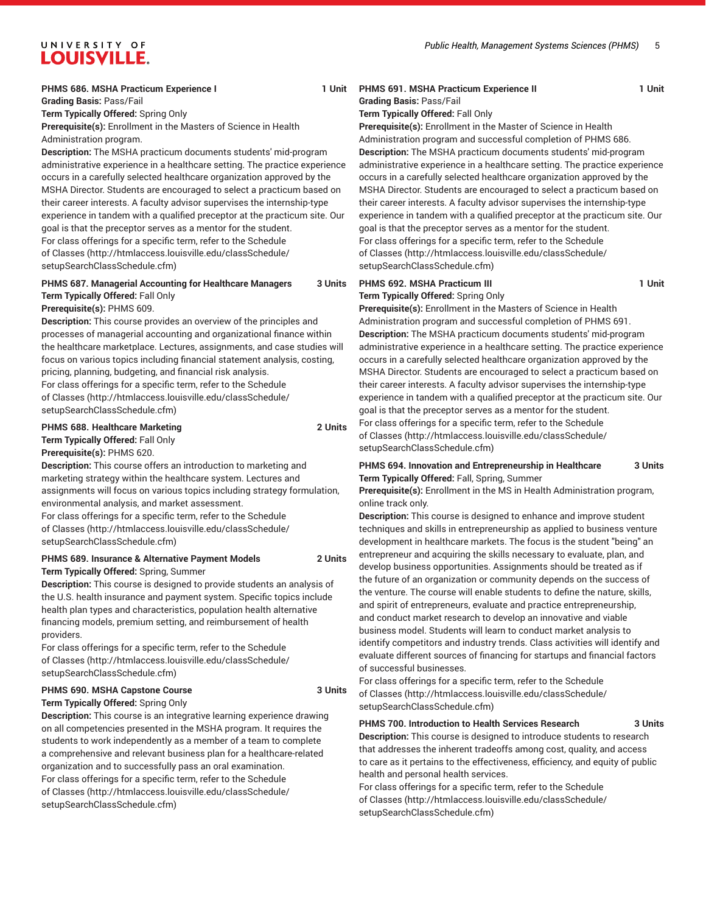**PHMS 686. MSHA Practicum Experience I** 1 Unit

**Grading Basis:** Pass/Fail

**Term Typically Offered:** Spring Only

**Prerequisite(s):** Enrollment in the Masters of Science in Health Administration program.

**Description:** The MSHA practicum documents students' mid-program administrative experience in a healthcare setting. The practice experience occurs in a carefully selected healthcare organization approved by the MSHA Director. Students are encouraged to select a practicum based on their career interests. A faculty advisor supervises the internship-type experience in tandem with a qualified preceptor at the practicum site. Our goal is that the preceptor serves as a mentor for the student.

For class offerings for a specific term, refer to the Schedule of Classes (http://htmlaccess.louisville.edu/classSchedule/setupSearchClassSchedule.cfm)

**PHMS 687. Managerial Accounting for Healthcare Managers** 3 Units

**Term Typically Offered:** Fall Only

**Prerequisite(s):** PHMS 609.

**Description:** This course provides an overview of the principles and processes of managerial accounting and organizational finance within the healthcare marketplace. Lectures, assignments, and case studies will focus on various topics including financial statement analysis, costing, pricing, planning, budgeting, and financial risk analysis.

For class offerings for a specific term, refer to the Schedule of Classes (http://htmlaccess.louisville.edu/classSchedule/setupSearchClassSchedule.cfm)

**PHMS 688. Healthcare Marketing** 2 Units

**Term Typically Offered:** Fall Only

**Prerequisite(s):** PHMS 620.

**Description:** This course offers an introduction to marketing and marketing strategy within the healthcare system. Lectures and assignments will focus on various topics including strategy formulation, environmental analysis, and market assessment.

For class offerings for a specific term, refer to the Schedule of Classes (http://htmlaccess.louisville.edu/classSchedule/setupSearchClassSchedule.cfm)

**PHMS 689. Insurance & Alternative Payment Models** 2 Units

**Term Typically Offered:** Spring, Summer

**Description:** This course is designed to provide students an analysis of the U.S. health insurance and payment system. Specific topics include health plan types and characteristics, population health alternative financing models, premium setting, and reimbursement of health providers.

For class offerings for a specific term, refer to the Schedule of Classes (http://htmlaccess.louisville.edu/classSchedule/setupSearchClassSchedule.cfm)

**PHMS 690. MSHA Capstone Course** 3 Units

**Term Typically Offered:** Spring Only

**Description:** This course is an integrative learning experience drawing on all competencies presented in the MSHA program. It requires the students to work independently as a member of a team to complete a comprehensive and relevant business plan for a healthcare-related organization and to successfully pass an oral examination.

For class offerings for a specific term, refer to the Schedule of Classes (http://htmlaccess.louisville.edu/classSchedule/setupSearchClassSchedule.cfm)

**PHMS 691. MSHA Practicum Experience II** 1 Unit

**Grading Basis:** Pass/Fail

**Term Typically Offered:** Fall Only

**Prerequisite(s):** Enrollment in the Master of Science in Health Administration program and successful completion of PHMS 686.

**Description:** The MSHA practicum documents students' mid-program administrative experience in a healthcare setting. The practice experience occurs in a carefully selected healthcare organization approved by the MSHA Director. Students are encouraged to select a practicum based on their career interests. A faculty advisor supervises the internship-type experience in tandem with a qualified preceptor at the practicum site. Our goal is that the preceptor serves as a mentor for the student.

For class offerings for a specific term, refer to the Schedule of Classes (http://htmlaccess.louisville.edu/classSchedule/setupSearchClassSchedule.cfm)

**PHMS 692. MSHA Practicum III** 1 Unit

**Term Typically Offered:** Spring Only

**Prerequisite(s):** Enrollment in the Masters of Science in Health Administration program and successful completion of PHMS 691.

**Description:** The MSHA practicum documents students' mid-program administrative experience in a healthcare setting. The practice experience occurs in a carefully selected healthcare organization approved by the MSHA Director. Students are encouraged to select a practicum based on their career interests. A faculty advisor supervises the internship-type experience in tandem with a qualified preceptor at the practicum site. Our goal is that the preceptor serves as a mentor for the student.

For class offerings for a specific term, refer to the Schedule of Classes (http://htmlaccess.louisville.edu/classSchedule/setupSearchClassSchedule.cfm)

**PHMS 694. Innovation and Entrepreneurship in Healthcare** 3 Units

**Term Typically Offered:** Fall, Spring, Summer

**Prerequisite(s):** Enrollment in the MS in Health Administration program, online track only.

**Description:** This course is designed to enhance and improve student techniques and skills in entrepreneurship as applied to business venture development in healthcare markets. The focus is the student "being" an entrepreneur and acquiring the skills necessary to evaluate, plan, and develop business opportunities. Assignments should be treated as if the future of an organization or community depends on the success of the venture. The course will enable students to define the nature, skills, and spirit of entrepreneurs, evaluate and practice entrepreneurship, and conduct market research to develop an innovative and viable business model. Students will learn to conduct market analysis to identify competitors and industry trends. Class activities will identify and evaluate different sources of financing for startups and financial factors of successful businesses.

For class offerings for a specific term, refer to the Schedule of Classes (http://htmlaccess.louisville.edu/classSchedule/setupSearchClassSchedule.cfm)

**PHMS 700. Introduction to Health Services Research** 3 Units

**Description:** This course is designed to introduce students to research that addresses the inherent tradeoffs among cost, quality, and access to care as it pertains to the effectiveness, efficiency, and equity of public health and personal health services.

For class offerings for a specific term, refer to the Schedule of Classes (http://htmlaccess.louisville.edu/classSchedule/setupSearchClassSchedule.cfm)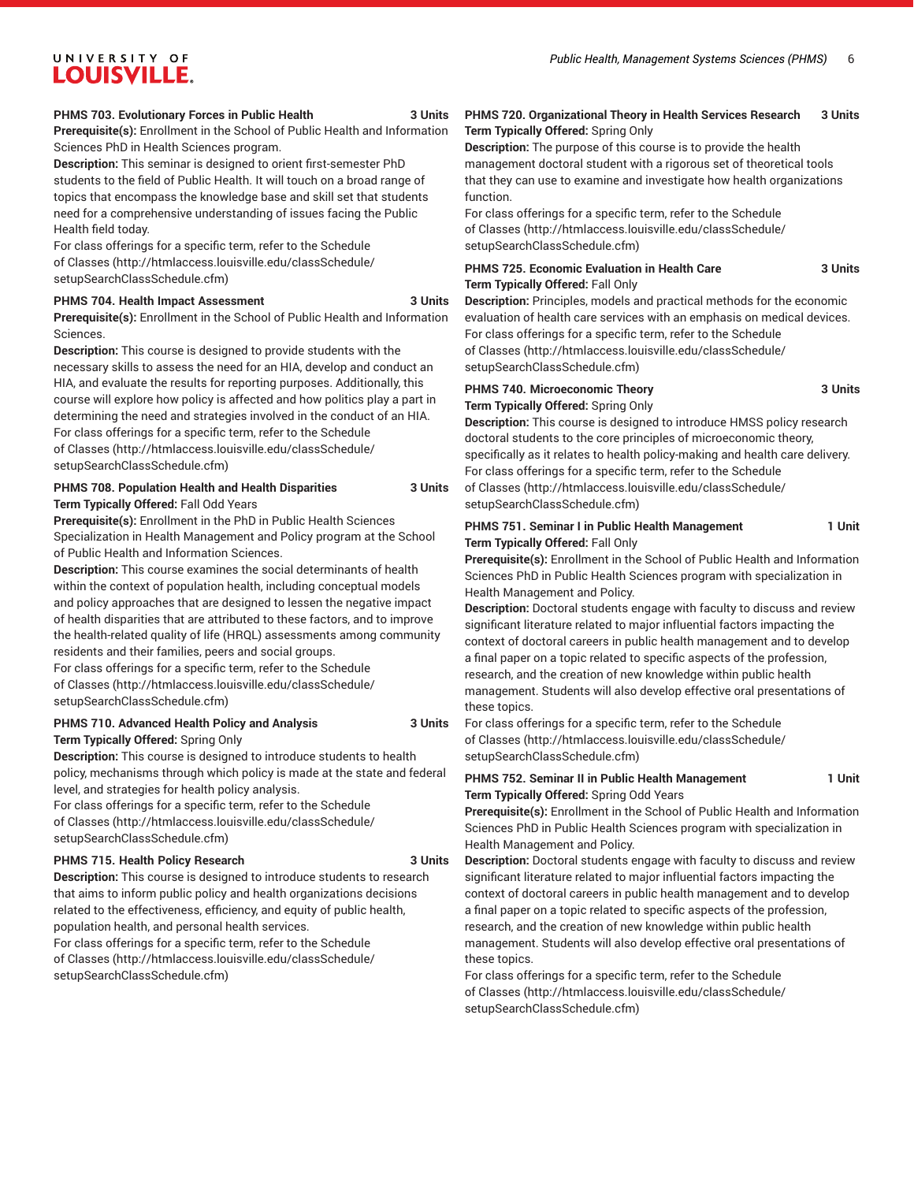**PHMS 703. Evolutionary Forces in Public Health** **3 Units**

**Prerequisite(s):** Enrollment in the School of Public Health and Information Sciences PhD in Health Sciences program.

**Description:** This seminar is designed to orient first-semester PhD students to the field of Public Health. It will touch on a broad range of topics that encompass the knowledge base and skill set that students need for a comprehensive understanding of issues facing the Public Health field today.

For class offerings for a specific term, refer to the Schedule of Classes (http://htmlaccess.louisville.edu/classSchedule/setupSearchClassSchedule.cfm)

**PHMS 704. Health Impact Assessment** **3 Units**

**Prerequisite(s):** Enrollment in the School of Public Health and Information Sciences.

**Description:** This course is designed to provide students with the necessary skills to assess the need for an HIA, develop and conduct an HIA, and evaluate the results for reporting purposes. Additionally, this course will explore how policy is affected and how politics play a part in determining the need and strategies involved in the conduct of an HIA.

For class offerings for a specific term, refer to the Schedule of Classes (http://htmlaccess.louisville.edu/classSchedule/setupSearchClassSchedule.cfm)

**PHMS 708. Population Health and Health Disparities** **3 Units**

**Term Typically Offered:** Fall Odd Years

**Prerequisite(s):** Enrollment in the PhD in Public Health Sciences Specialization in Health Management and Policy program at the School of Public Health and Information Sciences.

**Description:** This course examines the social determinants of health within the context of population health, including conceptual models and policy approaches that are designed to lessen the negative impact of health disparities that are attributed to these factors, and to improve the health-related quality of life (HRQL) assessments among community residents and their families, peers and social groups.

For class offerings for a specific term, refer to the Schedule of Classes (http://htmlaccess.louisville.edu/classSchedule/setupSearchClassSchedule.cfm)

**PHMS 710. Advanced Health Policy and Analysis** **3 Units**

**Term Typically Offered:** Spring Only

**Description:** This course is designed to introduce students to health policy, mechanisms through which policy is made at the state and federal level, and strategies for health policy analysis.

For class offerings for a specific term, refer to the Schedule of Classes (http://htmlaccess.louisville.edu/classSchedule/setupSearchClassSchedule.cfm)

**PHMS 715. Health Policy Research** **3 Units**

**Description:** This course is designed to introduce students to research that aims to inform public policy and health organizations decisions related to the effectiveness, efficiency, and equity of public health, population health, and personal health services.

For class offerings for a specific term, refer to the Schedule of Classes (http://htmlaccess.louisville.edu/classSchedule/setupSearchClassSchedule.cfm)

**PHMS 720. Organizational Theory in Health Services Research** **3 Units**

**Term Typically Offered:** Spring Only

**Description:** The purpose of this course is to provide the health management doctoral student with a rigorous set of theoretical tools that they can use to examine and investigate how health organizations function.

For class offerings for a specific term, refer to the Schedule of Classes (http://htmlaccess.louisville.edu/classSchedule/setupSearchClassSchedule.cfm)

**PHMS 725. Economic Evaluation in Health Care** **3 Units**

**Term Typically Offered:** Fall Only

**Description:** Principles, models and practical methods for the economic evaluation of health care services with an emphasis on medical devices.

For class offerings for a specific term, refer to the Schedule of Classes (http://htmlaccess.louisville.edu/classSchedule/setupSearchClassSchedule.cfm)

**PHMS 740. Microeconomic Theory** **3 Units**

**Term Typically Offered:** Spring Only

**Description:** This course is designed to introduce HMSS policy research doctoral students to the core principles of microeconomic theory, specifically as it relates to health policy-making and health care delivery.

For class offerings for a specific term, refer to the Schedule of Classes (http://htmlaccess.louisville.edu/classSchedule/setupSearchClassSchedule.cfm)

**PHMS 751. Seminar I in Public Health Management** **1 Unit**

**Term Typically Offered:** Fall Only

**Prerequisite(s):** Enrollment in the School of Public Health and Information Sciences PhD in Public Health Sciences program with specialization in Health Management and Policy.

**Description:** Doctoral students engage with faculty to discuss and review significant literature related to major influential factors impacting the context of doctoral careers in public health management and to develop a final paper on a topic related to specific aspects of the profession, research, and the creation of new knowledge within public health management. Students will also develop effective oral presentations of these topics.

For class offerings for a specific term, refer to the Schedule of Classes (http://htmlaccess.louisville.edu/classSchedule/setupSearchClassSchedule.cfm)

**PHMS 752. Seminar II in Public Health Management** **1 Unit**

**Term Typically Offered:** Spring Odd Years

**Prerequisite(s):** Enrollment in the School of Public Health and Information Sciences PhD in Public Health Sciences program with specialization in Health Management and Policy.

**Description:** Doctoral students engage with faculty to discuss and review significant literature related to major influential factors impacting the context of doctoral careers in public health management and to develop a final paper on a topic related to specific aspects of the profession, research, and the creation of new knowledge within public health management. Students will also develop effective oral presentations of these topics.

For class offerings for a specific term, refer to the Schedule of Classes (http://htmlaccess.louisville.edu/classSchedule/setupSearchClassSchedule.cfm)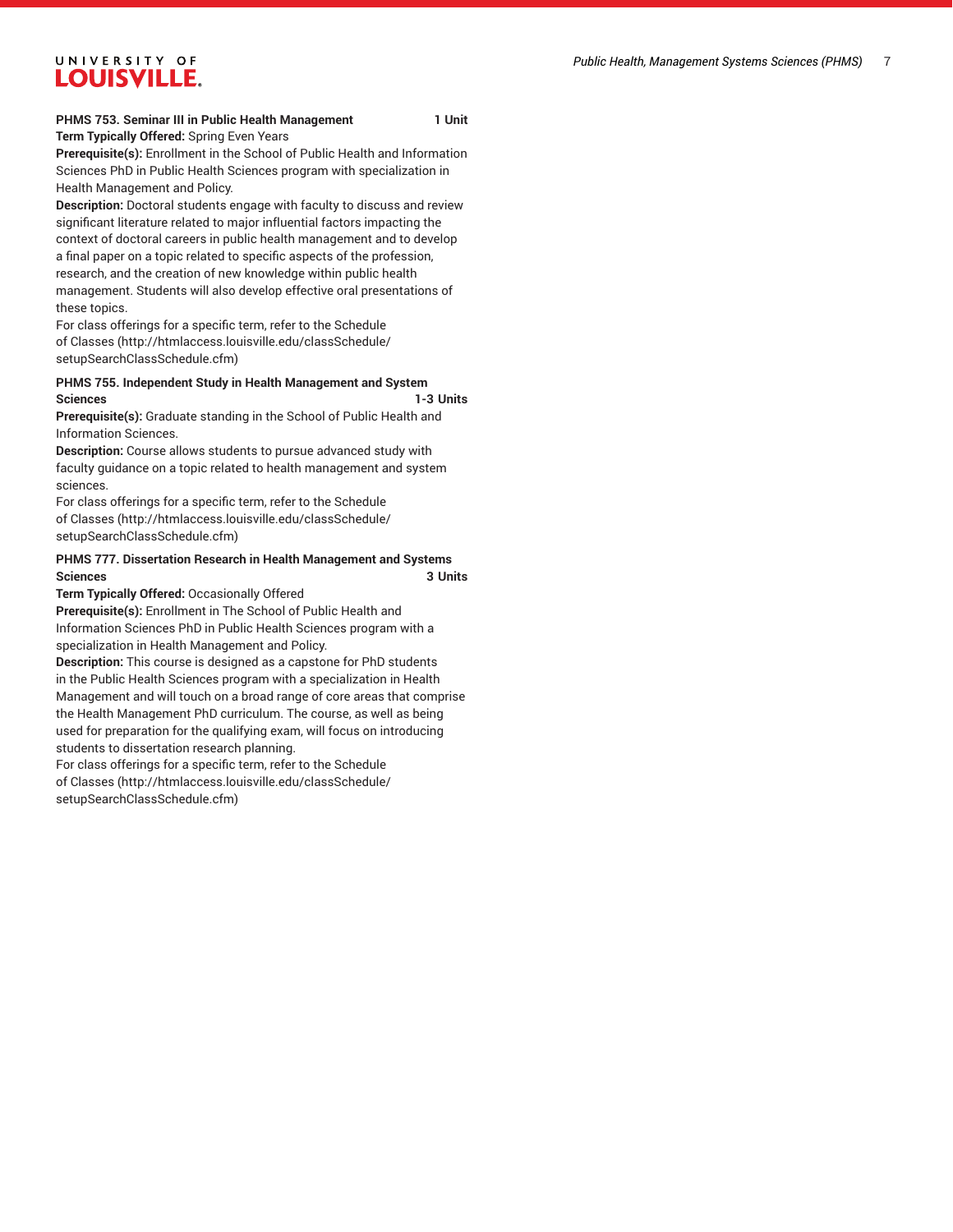**PHMS 753. Seminar III in Public Health Management 1 Unit**

**Term Typically Offered:** Spring Even Years

**Prerequisite(s):** Enrollment in the School of Public Health and Information Sciences PhD in Public Health Sciences program with specialization in Health Management and Policy.

**Description:** Doctoral students engage with faculty to discuss and review significant literature related to major influential factors impacting the context of doctoral careers in public health management and to develop a final paper on a topic related to specific aspects of the profession, research, and the creation of new knowledge within public health management. Students will also develop effective oral presentations of these topics.

For class offerings for a specific term, refer to the Schedule of Classes (http://htmlaccess.louisville.edu/classSchedule/setupSearchClassSchedule.cfm)

**PHMS 755. Independent Study in Health Management and System Sciences 1-3 Units**

**Prerequisite(s):** Graduate standing in the School of Public Health and Information Sciences.

**Description:** Course allows students to pursue advanced study with faculty guidance on a topic related to health management and system sciences.

For class offerings for a specific term, refer to the Schedule of Classes (http://htmlaccess.louisville.edu/classSchedule/setupSearchClassSchedule.cfm)

**PHMS 777. Dissertation Research in Health Management and Systems Sciences 3 Units**

**Term Typically Offered:** Occasionally Offered

**Prerequisite(s):** Enrollment in The School of Public Health and Information Sciences PhD in Public Health Sciences program with a specialization in Health Management and Policy.

**Description:** This course is designed as a capstone for PhD students in the Public Health Sciences program with a specialization in Health Management and will touch on a broad range of core areas that comprise the Health Management PhD curriculum. The course, as well as being used for preparation for the qualifying exam, will focus on introducing students to dissertation research planning.

For class offerings for a specific term, refer to the Schedule of Classes (http://htmlaccess.louisville.edu/classSchedule/setupSearchClassSchedule.cfm)